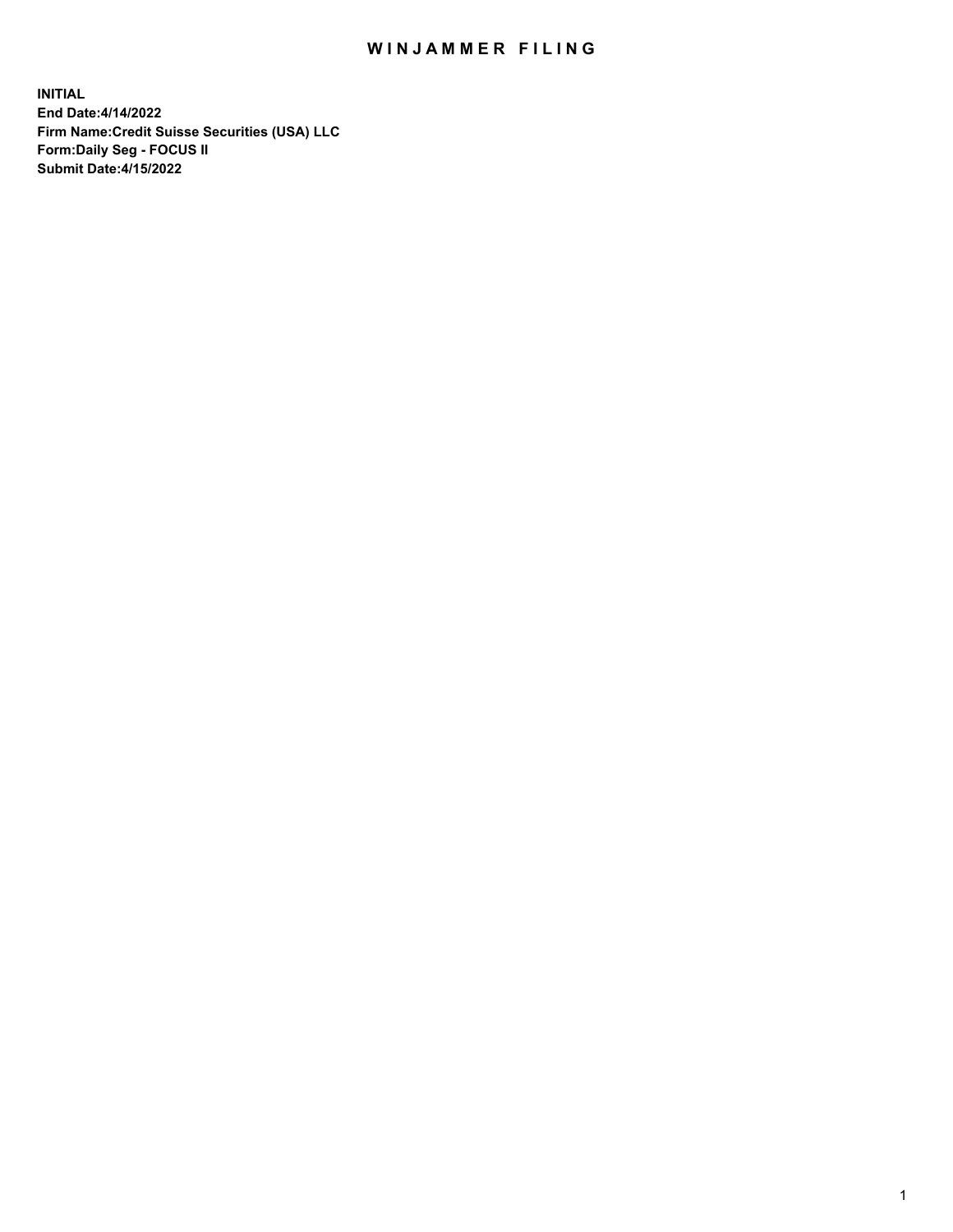# WINJAMMER FILING

**INITIAL**
**End Date:4/14/2022**
**Firm Name:Credit Suisse Securities (USA) LLC**
**Form:Daily Seg - FOCUS II**
**Submit Date:4/15/2022**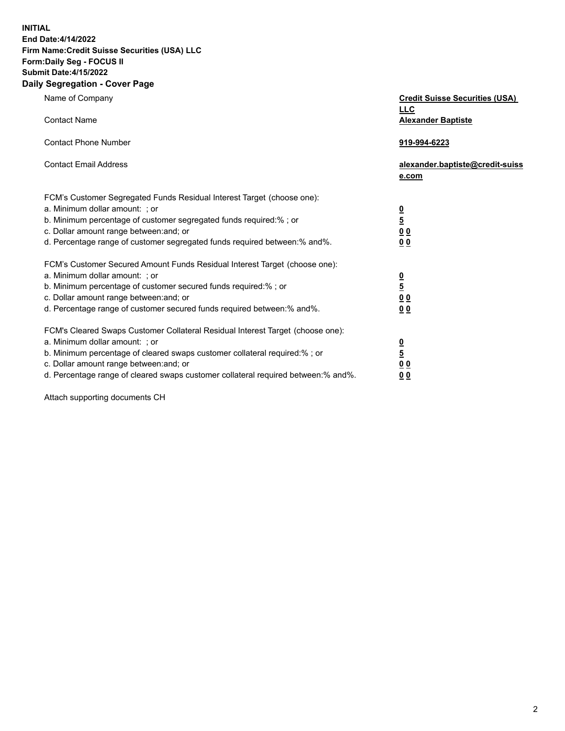**INITIAL**
**End Date:4/14/2022**
**Firm Name:Credit Suisse Securities (USA) LLC**
**Form:Daily Seg - FOCUS II**
**Submit Date:4/15/2022**

## Daily Segregation - Cover Page

| | |
|---|---|
| Name of Company | **Credit Suisse Securities (USA) LLC** |
| Contact Name | **Alexander Baptiste** |
| Contact Phone Number | **919-994-6223** |
| Contact Email Address | **alexander.baptiste@credit-suisse.com** |

| | |
|---|---|
| FCM's Customer Segregated Funds Residual Interest Target (choose one): | |
| a. Minimum dollar amount: ; or | **0** |
| b. Minimum percentage of customer segregated funds required:% ; or | **5** |
| c. Dollar amount range between:and; or | **0 0** |
| d. Percentage range of customer segregated funds required between:% and%. | **0 0** |
| FCM's Customer Secured Amount Funds Residual Interest Target (choose one): | |
| a. Minimum dollar amount: ; or | **0** |
| b. Minimum percentage of customer secured funds required:% ; or | **5** |
| c. Dollar amount range between:and; or | **0 0** |
| d. Percentage range of customer secured funds required between:% and%. | **0 0** |
| FCM's Cleared Swaps Customer Collateral Residual Interest Target (choose one): | |
| a. Minimum dollar amount: ; or | **0** |
| b. Minimum percentage of cleared swaps customer collateral required:% ; or | **5** |
| c. Dollar amount range between:and; or | **0 0** |
| d. Percentage range of cleared swaps customer collateral required between:% and%. | **0 0** |

Attach supporting documents CH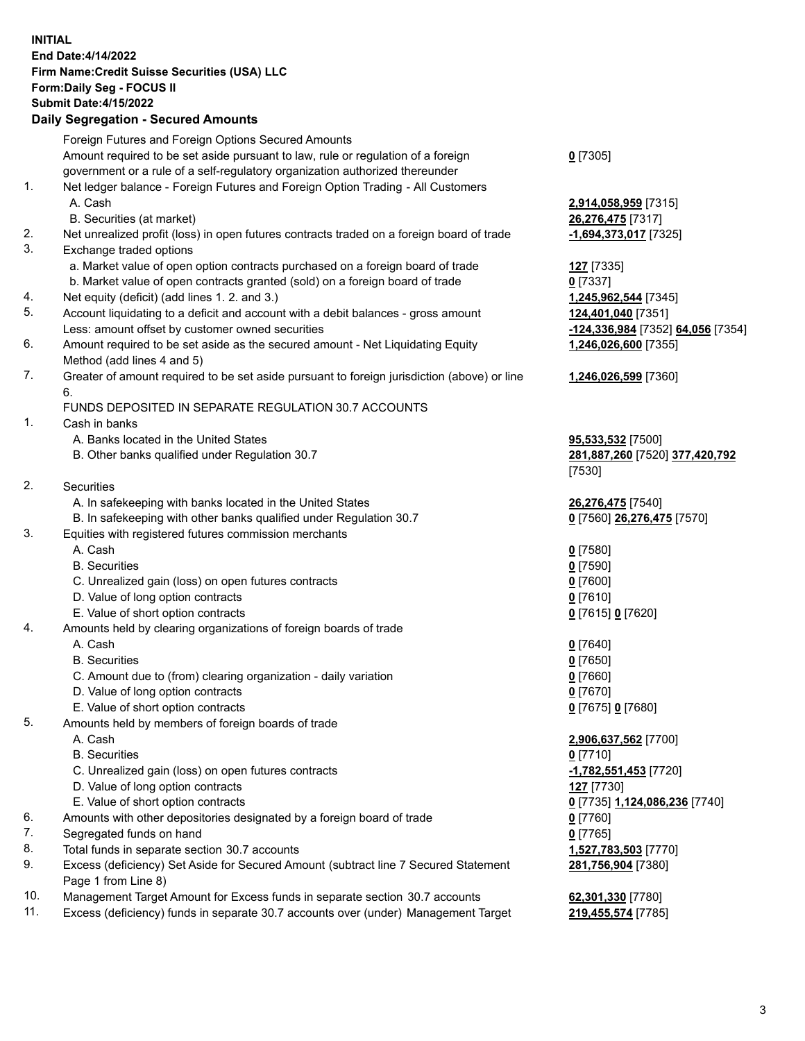**INITIAL**
**End Date:4/14/2022**
**Firm Name:Credit Suisse Securities (USA) LLC**
**Form:Daily Seg - FOCUS II**
**Submit Date:4/15/2022**

## Daily Segregation - Secured Amounts

| | | |
|---|---|---|
| | Foreign Futures and Foreign Options Secured Amounts | |
| | Amount required to be set aside pursuant to law, rule or regulation of a foreign government or a rule of a self-regulatory organization authorized thereunder | **0** [7305] |
| 1. | Net ledger balance - Foreign Futures and Foreign Option Trading - All Customers | |
| | A. Cash | **2,914,058,959** [7315] |
| | B. Securities (at market) | **26,276,475** [7317] |
| 2. | Net unrealized profit (loss) in open futures contracts traded on a foreign board of trade | **-1,694,373,017** [7325] |
| 3. | Exchange traded options | |
| | a. Market value of open option contracts purchased on a foreign board of trade | **127** [7335] |
| | b. Market value of open contracts granted (sold) on a foreign board of trade | **0** [7337] |
| 4. | Net equity (deficit) (add lines 1. 2. and 3.) | **1,245,962,544** [7345] |
| 5. | Account liquidating to a deficit and account with a debit balances - gross amount | **124,401,040** [7351] |
| | Less: amount offset by customer owned securities | **-124,336,984** [7352] **64,056** [7354] |
| 6. | Amount required to be set aside as the secured amount - Net Liquidating Equity Method (add lines 4 and 5) | **1,246,026,600** [7355] |
| 7. | Greater of amount required to be set aside pursuant to foreign jurisdiction (above) or line 6. | **1,246,026,599** [7360] |
| | FUNDS DEPOSITED IN SEPARATE REGULATION 30.7 ACCOUNTS | |
| 1. | Cash in banks | |
| | A. Banks located in the United States | **95,533,532** [7500] |
| | B. Other banks qualified under Regulation 30.7 | **281,887,260** [7520] **377,420,792** [7530] |
| 2. | Securities | |
| | A. In safekeeping with banks located in the United States | **26,276,475** [7540] |
| | B. In safekeeping with other banks qualified under Regulation 30.7 | **0** [7560] **26,276,475** [7570] |
| 3. | Equities with registered futures commission merchants | |
| | A. Cash | **0** [7580] |
| | B. Securities | **0** [7590] |
| | C. Unrealized gain (loss) on open futures contracts | **0** [7600] |
| | D. Value of long option contracts | **0** [7610] |
| | E. Value of short option contracts | **0** [7615] **0** [7620] |
| 4. | Amounts held by clearing organizations of foreign boards of trade | |
| | A. Cash | **0** [7640] |
| | B. Securities | **0** [7650] |
| | C. Amount due to (from) clearing organization - daily variation | **0** [7660] |
| | D. Value of long option contracts | **0** [7670] |
| | E. Value of short option contracts | **0** [7675] **0** [7680] |
| 5. | Amounts held by members of foreign boards of trade | |
| | A. Cash | **2,906,637,562** [7700] |
| | B. Securities | **0** [7710] |
| | C. Unrealized gain (loss) on open futures contracts | **-1,782,551,453** [7720] |
| | D. Value of long option contracts | **127** [7730] |
| | E. Value of short option contracts | **0** [7735] **1,124,086,236** [7740] |
| 6. | Amounts with other depositories designated by a foreign board of trade | **0** [7760] |
| 7. | Segregated funds on hand | **0** [7765] |
| 8. | Total funds in separate section 30.7 accounts | **1,527,783,503** [7770] |
| 9. | Excess (deficiency) Set Aside for Secured Amount (subtract line 7 Secured Statement Page 1 from Line 8) | **281,756,904** [7380] |
| 10. | Management Target Amount for Excess funds in separate section 30.7 accounts | **62,301,330** [7780] |
| 11. | Excess (deficiency) funds in separate 30.7 accounts over (under) Management Target | **219,455,574** [7785] |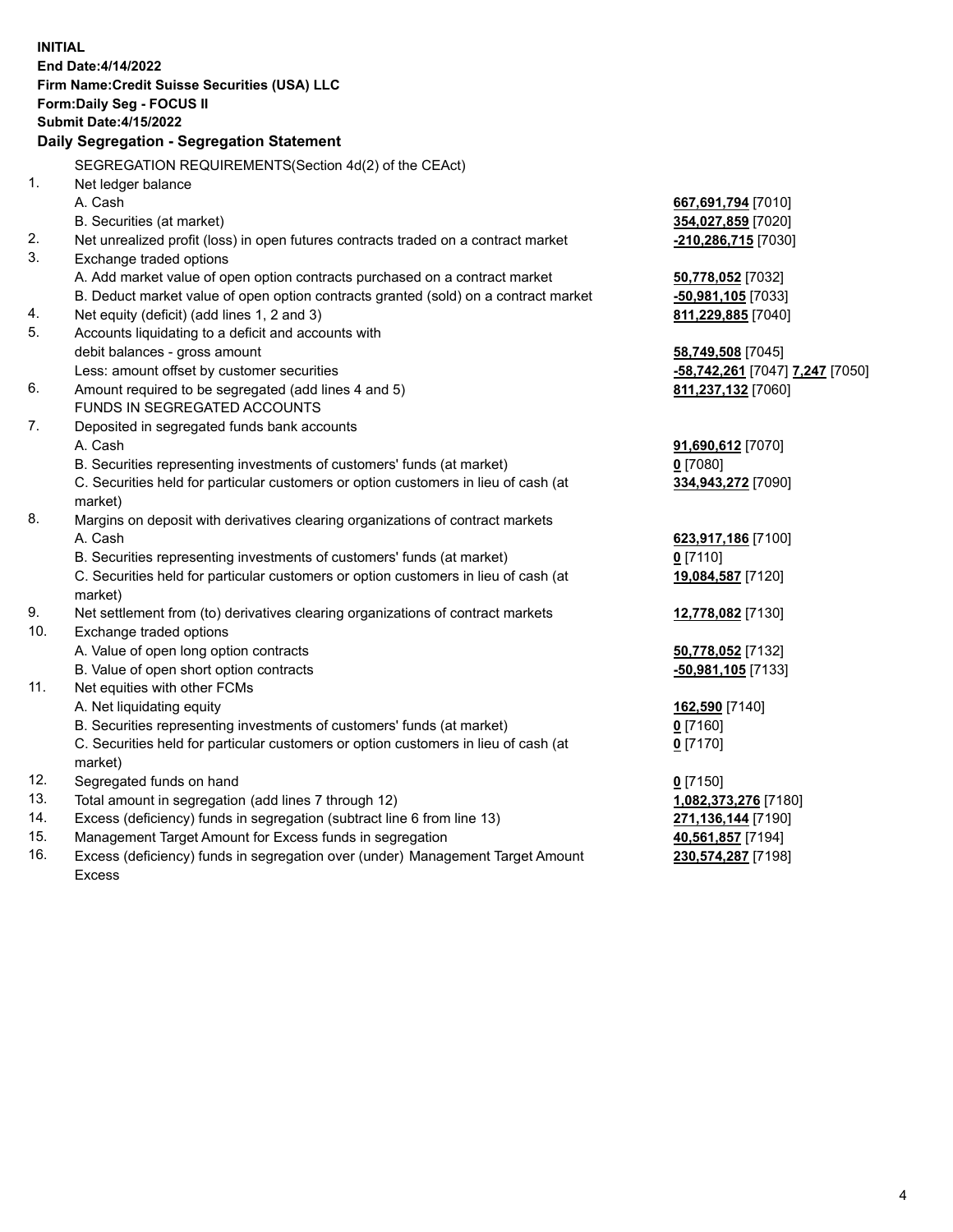**INITIAL**
**End Date:4/14/2022**
**Firm Name:Credit Suisse Securities (USA) LLC**
**Form:Daily Seg - FOCUS II**
**Submit Date:4/15/2022**

## Daily Segregation - Segregation Statement

| | | |
|---|---|---|
| | SEGREGATION REQUIREMENTS(Section 4d(2) of the CEAct) | |
| 1. | Net ledger balance | |
| | A. Cash | **667,691,794** [7010] |
| | B. Securities (at market) | **354,027,859** [7020] |
| 2. | Net unrealized profit (loss) in open futures contracts traded on a contract market | **-210,286,715** [7030] |
| 3. | Exchange traded options | |
| | A. Add market value of open option contracts purchased on a contract market | **50,778,052** [7032] |
| | B. Deduct market value of open option contracts granted (sold) on a contract market | **-50,981,105** [7033] |
| 4. | Net equity (deficit) (add lines 1, 2 and 3) | **811,229,885** [7040] |
| 5. | Accounts liquidating to a deficit and accounts with debit balances - gross amount | **58,749,508** [7045] |
| | Less: amount offset by customer securities | **-58,742,261** [7047] **7,247** [7050] |
| 6. | Amount required to be segregated (add lines 4 and 5) | **811,237,132** [7060] |
| | FUNDS IN SEGREGATED ACCOUNTS | |
| 7. | Deposited in segregated funds bank accounts | |
| | A. Cash | **91,690,612** [7070] |
| | B. Securities representing investments of customers' funds (at market) | **0** [7080] |
| | C. Securities held for particular customers or option customers in lieu of cash (at market) | **334,943,272** [7090] |
| 8. | Margins on deposit with derivatives clearing organizations of contract markets | |
| | A. Cash | **623,917,186** [7100] |
| | B. Securities representing investments of customers' funds (at market) | **0** [7110] |
| | C. Securities held for particular customers or option customers in lieu of cash (at market) | **19,084,587** [7120] |
| 9. | Net settlement from (to) derivatives clearing organizations of contract markets | **12,778,082** [7130] |
| 10. | Exchange traded options | |
| | A. Value of open long option contracts | **50,778,052** [7132] |
| | B. Value of open short option contracts | **-50,981,105** [7133] |
| 11. | Net equities with other FCMs | |
| | A. Net liquidating equity | **162,590** [7140] |
| | B. Securities representing investments of customers' funds (at market) | **0** [7160] |
| | C. Securities held for particular customers or option customers in lieu of cash (at market) | **0** [7170] |
| 12. | Segregated funds on hand | **0** [7150] |
| 13. | Total amount in segregation (add lines 7 through 12) | **1,082,373,276** [7180] |
| 14. | Excess (deficiency) funds in segregation (subtract line 6 from line 13) | **271,136,144** [7190] |
| 15. | Management Target Amount for Excess funds in segregation | **40,561,857** [7194] |
| 16. | Excess (deficiency) funds in segregation over (under) Management Target Amount Excess | **230,574,287** [7198] |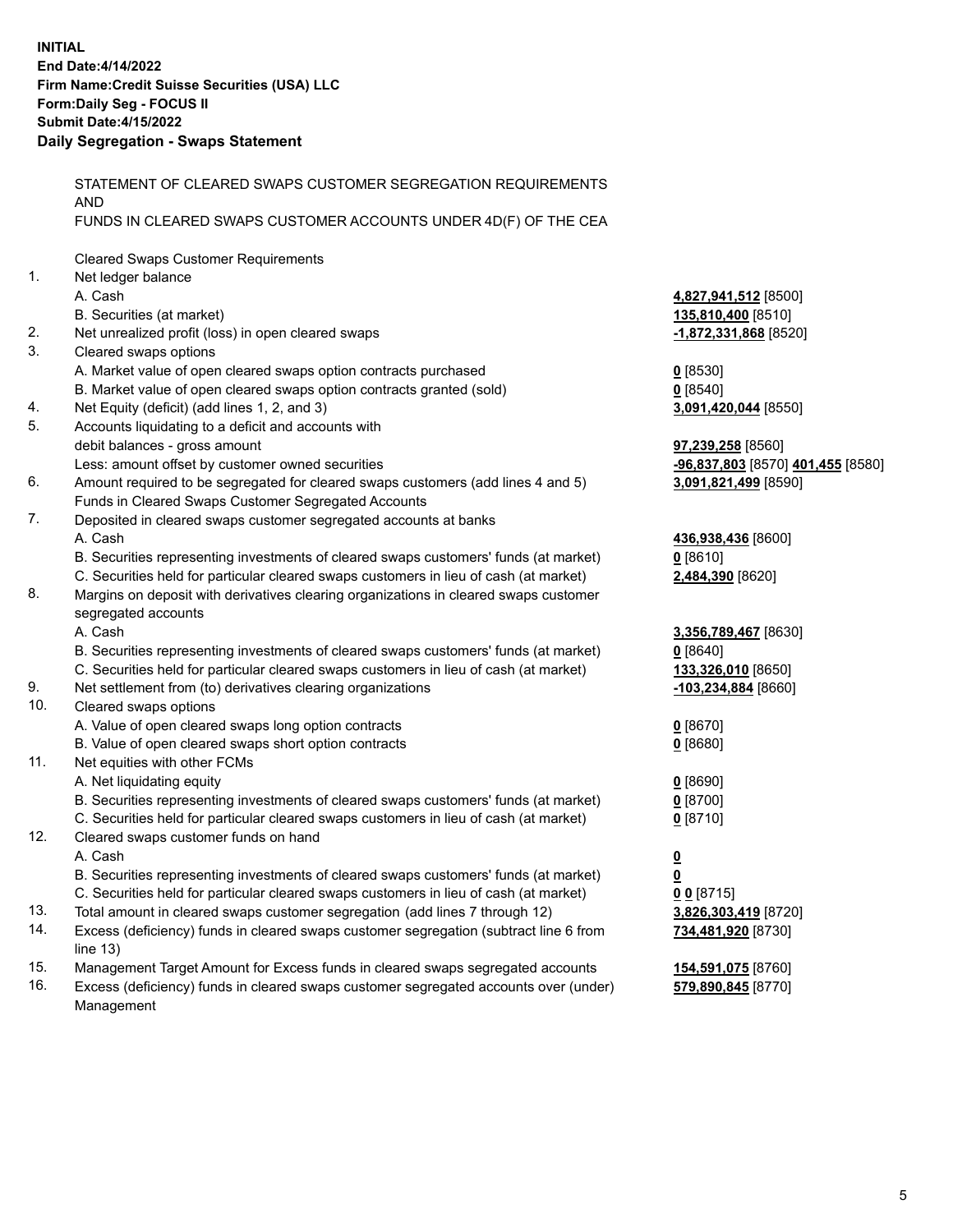**INITIAL**
**End Date:4/14/2022**
**Firm Name:Credit Suisse Securities (USA) LLC**
**Form:Daily Seg - FOCUS II**
**Submit Date:4/15/2022**
**Daily Segregation - Swaps Statement**

STATEMENT OF CLEARED SWAPS CUSTOMER SEGREGATION REQUIREMENTS AND
FUNDS IN CLEARED SWAPS CUSTOMER ACCOUNTS UNDER 4D(F) OF THE CEA

| | | |
|---|---|---|
| | Cleared Swaps Customer Requirements | |
| 1. | Net ledger balance | |
| | A. Cash | **4,827,941,512** [8500] |
| | B. Securities (at market) | **135,810,400** [8510] |
| 2. | Net unrealized profit (loss) in open cleared swaps | **-1,872,331,868** [8520] |
| 3. | Cleared swaps options | |
| | A. Market value of open cleared swaps option contracts purchased | **0** [8530] |
| | B. Market value of open cleared swaps option contracts granted (sold) | **0** [8540] |
| 4. | Net Equity (deficit) (add lines 1, 2, and 3) | **3,091,420,044** [8550] |
| 5. | Accounts liquidating to a deficit and accounts with debit balances - gross amount | **97,239,258** [8560] |
| | Less: amount offset by customer owned securities | **-96,837,803** [8570] **401,455** [8580] |
| 6. | Amount required to be segregated for cleared swaps customers (add lines 4 and 5) | **3,091,821,499** [8590] |
| | Funds in Cleared Swaps Customer Segregated Accounts | |
| 7. | Deposited in cleared swaps customer segregated accounts at banks | |
| | A. Cash | **436,938,436** [8600] |
| | B. Securities representing investments of cleared swaps customers' funds (at market) | **0** [8610] |
| | C. Securities held for particular cleared swaps customers in lieu of cash (at market) | **2,484,390** [8620] |
| 8. | Margins on deposit with derivatives clearing organizations in cleared swaps customer segregated accounts | |
| | A. Cash | **3,356,789,467** [8630] |
| | B. Securities representing investments of cleared swaps customers' funds (at market) | **0** [8640] |
| | C. Securities held for particular cleared swaps customers in lieu of cash (at market) | **133,326,010** [8650] |
| 9. | Net settlement from (to) derivatives clearing organizations | **-103,234,884** [8660] |
| 10. | Cleared swaps options | |
| | A. Value of open cleared swaps long option contracts | **0** [8670] |
| | B. Value of open cleared swaps short option contracts | **0** [8680] |
| 11. | Net equities with other FCMs | |
| | A. Net liquidating equity | **0** [8690] |
| | B. Securities representing investments of cleared swaps customers' funds (at market) | **0** [8700] |
| | C. Securities held for particular cleared swaps customers in lieu of cash (at market) | **0** [8710] |
| 12. | Cleared swaps customer funds on hand | |
| | A. Cash | **0** |
| | B. Securities representing investments of cleared swaps customers' funds (at market) | **0** |
| | C. Securities held for particular cleared swaps customers in lieu of cash (at market) | **0** **0** [8715] |
| 13. | Total amount in cleared swaps customer segregation (add lines 7 through 12) | **3,826,303,419** [8720] |
| 14. | Excess (deficiency) funds in cleared swaps customer segregation (subtract line 6 from line 13) | **734,481,920** [8730] |
| 15. | Management Target Amount for Excess funds in cleared swaps segregated accounts | **154,591,075** [8760] |
| 16. | Excess (deficiency) funds in cleared swaps customer segregated accounts over (under) Management | **579,890,845** [8770] |